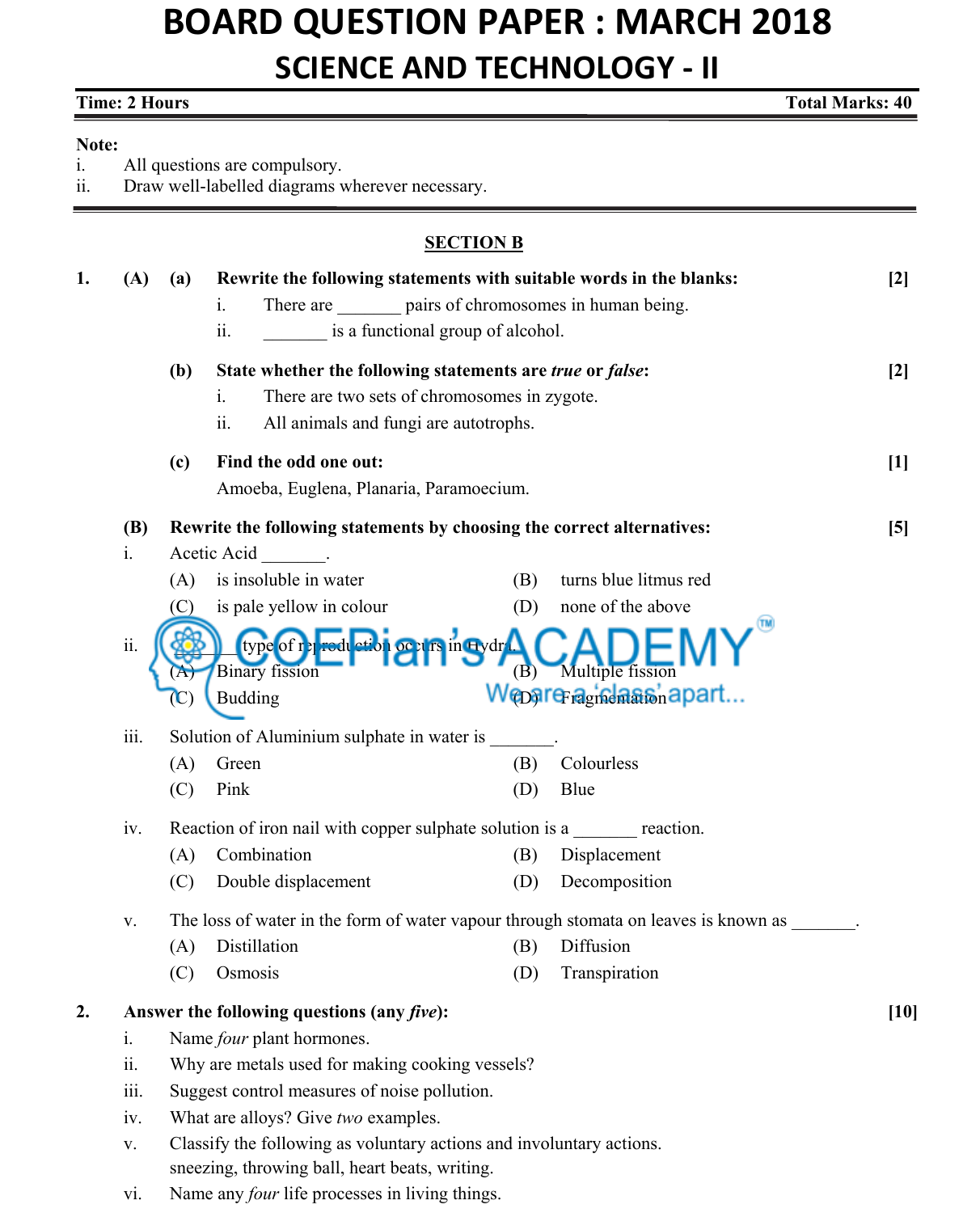# BOARD QUESTION PAPER : MARCH 2018

## SCIENCE AND TECHNOLOGY - II

**Time: 2 Hours** | **Total Marks: 40**

**Note:**

i. All questions are compulsory.

ii. Draw well-labelled diagrams wherever necessary.

### SECTION B

**1. (A) (a) Rewrite the following statements with suitable words in the blanks:** **[2]**

i. There are _______ pairs of chromosomes in human being.

ii. _______ is a functional group of alcohol.

**(b) State whether the following statements are *true* or *false*:** **[2]**

i. There are two sets of chromosomes in zygote.

ii. All animals and fungi are autotrophs.

**(c) Find the odd one out:** **[1]**

Amoeba, Euglena, Planaria, Paramoecium.

**(B) Rewrite the following statements by choosing the correct alternatives:** **[5]**

i. Acetic Acid _______.

(A) is insoluble in water (B) turns blue litmus red

(C) is pale yellow in colour (D) none of the above

ii. _______ type of reproduction occurs in Hydra.

(A) Binary fission (B) Multiple fission

(C) Budding (D) Fragmentation

iii. Solution of Aluminium sulphate in water is _______.

(A) Green (B) Colourless

(C) Pink (D) Blue

iv. Reaction of iron nail with copper sulphate solution is a _______ reaction.

(A) Combination (B) Displacement

(C) Double displacement (D) Decomposition

v. The loss of water in the form of water vapour through stomata on leaves is known as _______.

(A) Distillation (B) Diffusion

(C) Osmosis (D) Transpiration

**2. Answer the following questions (any *five*):** **[10]**

i. Name *four* plant hormones.

ii. Why are metals used for making cooking vessels?

iii. Suggest control measures of noise pollution.

iv. What are alloys? Give *two* examples.

v. Classify the following as voluntary actions and involuntary actions.
sneezing, throwing ball, heart beats, writing.

vi. Name any *four* life processes in living things.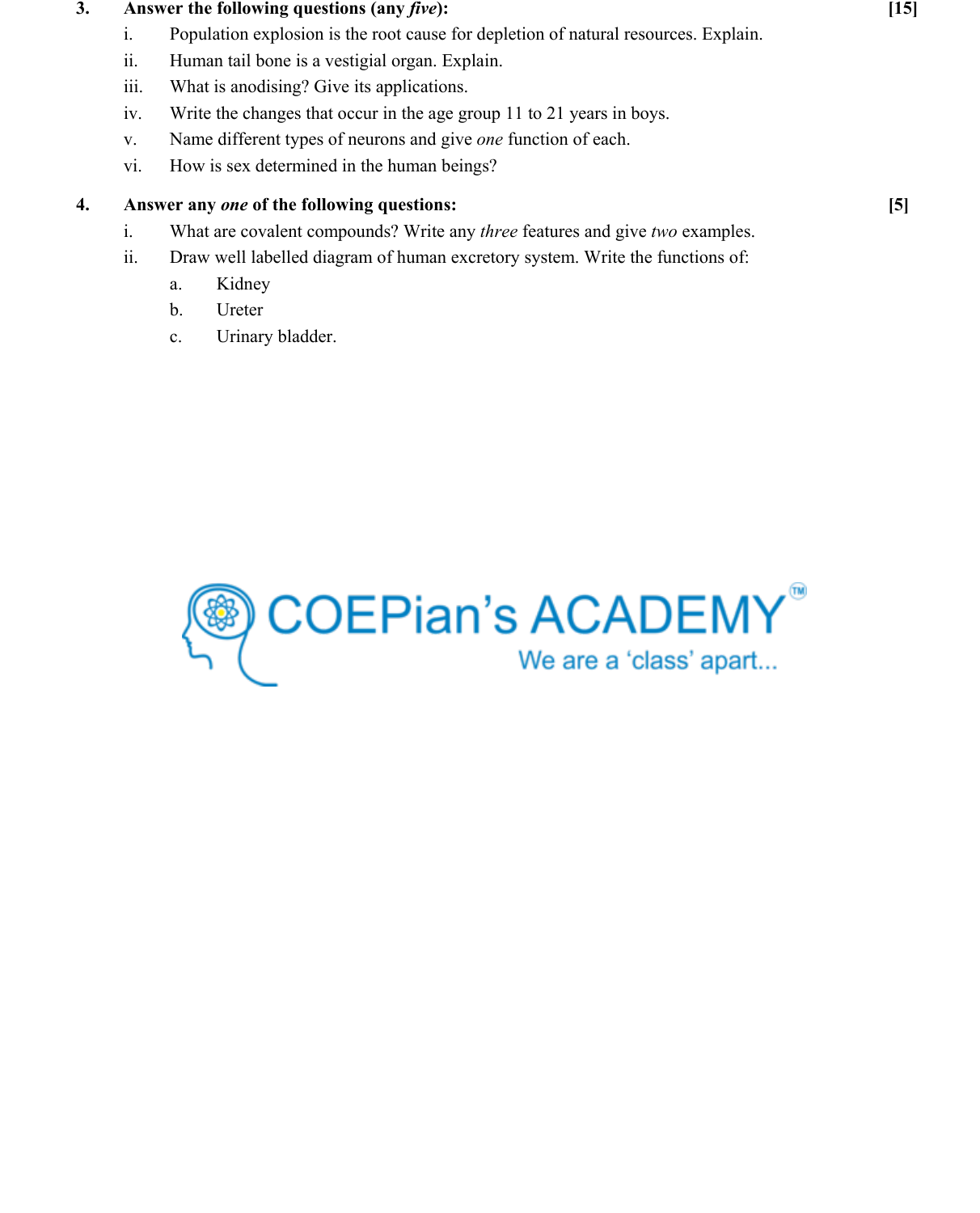3. **Answer the following questions (any *five*):** **[15]**

   i. Population explosion is the root cause for depletion of natural resources. Explain.

   ii. Human tail bone is a vestigial organ. Explain.

   iii. What is anodising? Give its applications.

   iv. Write the changes that occur in the age group 11 to 21 years in boys.

   v. Name different types of neurons and give *one* function of each.

   vi. How is sex determined in the human beings?

4. **Answer any *one* of the following questions:** **[5]**

   i. What are covalent compounds? Write any *three* features and give *two* examples.

   ii. Draw well labelled diagram of human excretory system. Write the functions of:

      a. Kidney

      b. Ureter

      c. Urinary bladder.

COEPian's ACADEMY™

We are a 'class' apart...